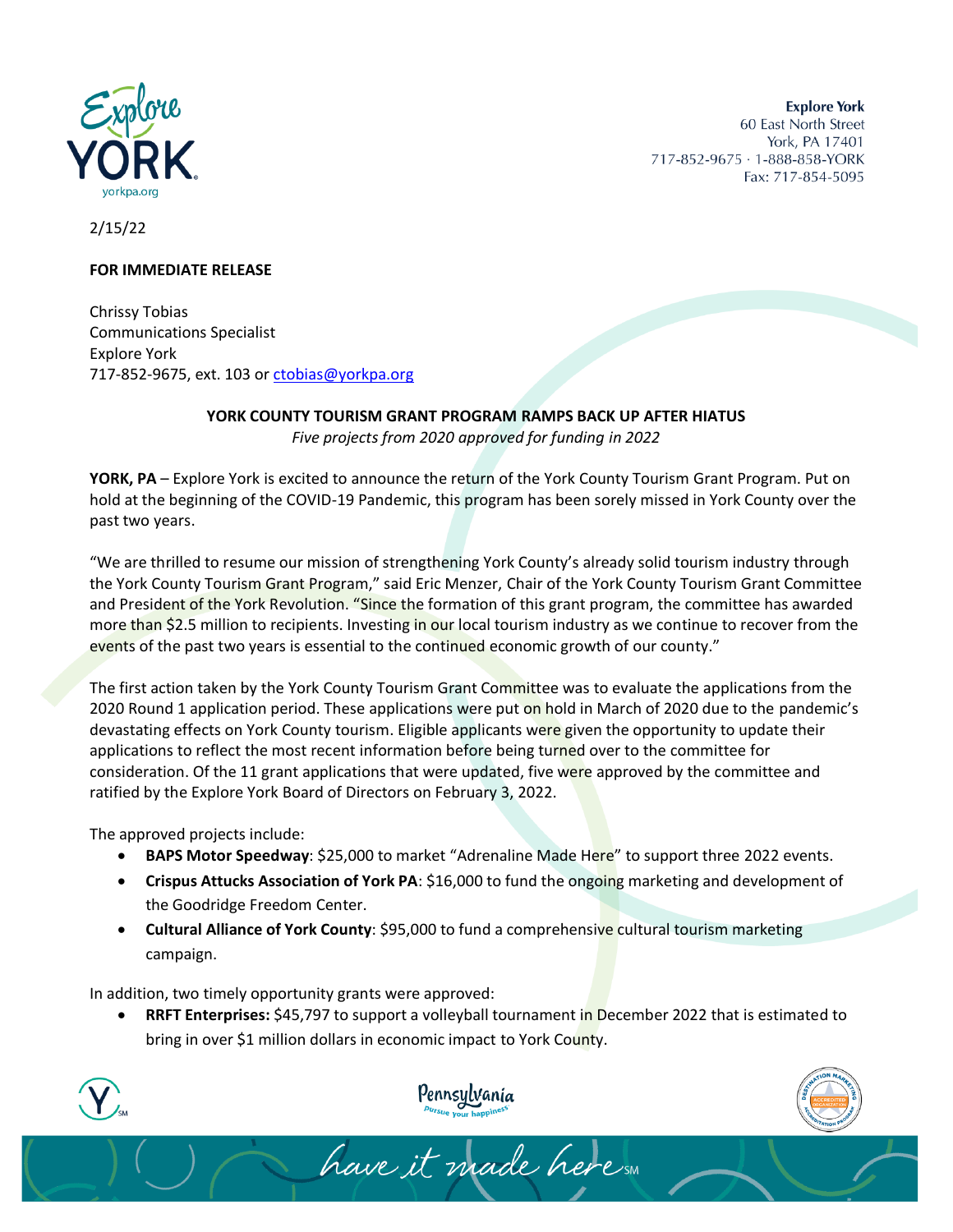**Explore York**
60 East North Street
York, PA 17401
717-852-9675 · 1-888-858-YORK
Fax: 717-854-5095

2/15/22

**FOR IMMEDIATE RELEASE**

Chrissy Tobias
Communications Specialist
Explore York
717-852-9675, ext. 103 or ctobias@yorkpa.org

## YORK COUNTY TOURISM GRANT PROGRAM RAMPS BACK UP AFTER HIATUS

*Five projects from 2020 approved for funding in 2022*

**YORK, PA** – Explore York is excited to announce the return of the York County Tourism Grant Program. Put on hold at the beginning of the COVID-19 Pandemic, this program has been sorely missed in York County over the past two years.

"We are thrilled to resume our mission of strengthening York County's already solid tourism industry through the York County Tourism Grant Program," said Eric Menzer, Chair of the York County Tourism Grant Committee and President of the York Revolution. "Since the formation of this grant program, the committee has awarded more than $2.5 million to recipients. Investing in our local tourism industry as we continue to recover from the events of the past two years is essential to the continued economic growth of our county."

The first action taken by the York County Tourism Grant Committee was to evaluate the applications from the 2020 Round 1 application period. These applications were put on hold in March of 2020 due to the pandemic's devastating effects on York County tourism. Eligible applicants were given the opportunity to update their applications to reflect the most recent information before being turned over to the committee for consideration. Of the 11 grant applications that were updated, five were approved by the committee and ratified by the Explore York Board of Directors on February 3, 2022.

The approved projects include:

- **BAPS Motor Speedway**: $25,000 to market "Adrenaline Made Here" to support three 2022 events.
- **Crispus Attucks Association of York PA**: $16,000 to fund the ongoing marketing and development of the Goodridge Freedom Center.
- **Cultural Alliance of York County**: $95,000 to fund a comprehensive cultural tourism marketing campaign.

In addition, two timely opportunity grants were approved:

- **RRFT Enterprises:** $45,797 to support a volleyball tournament in December 2022 that is estimated to bring in over $1 million dollars in economic impact to York County.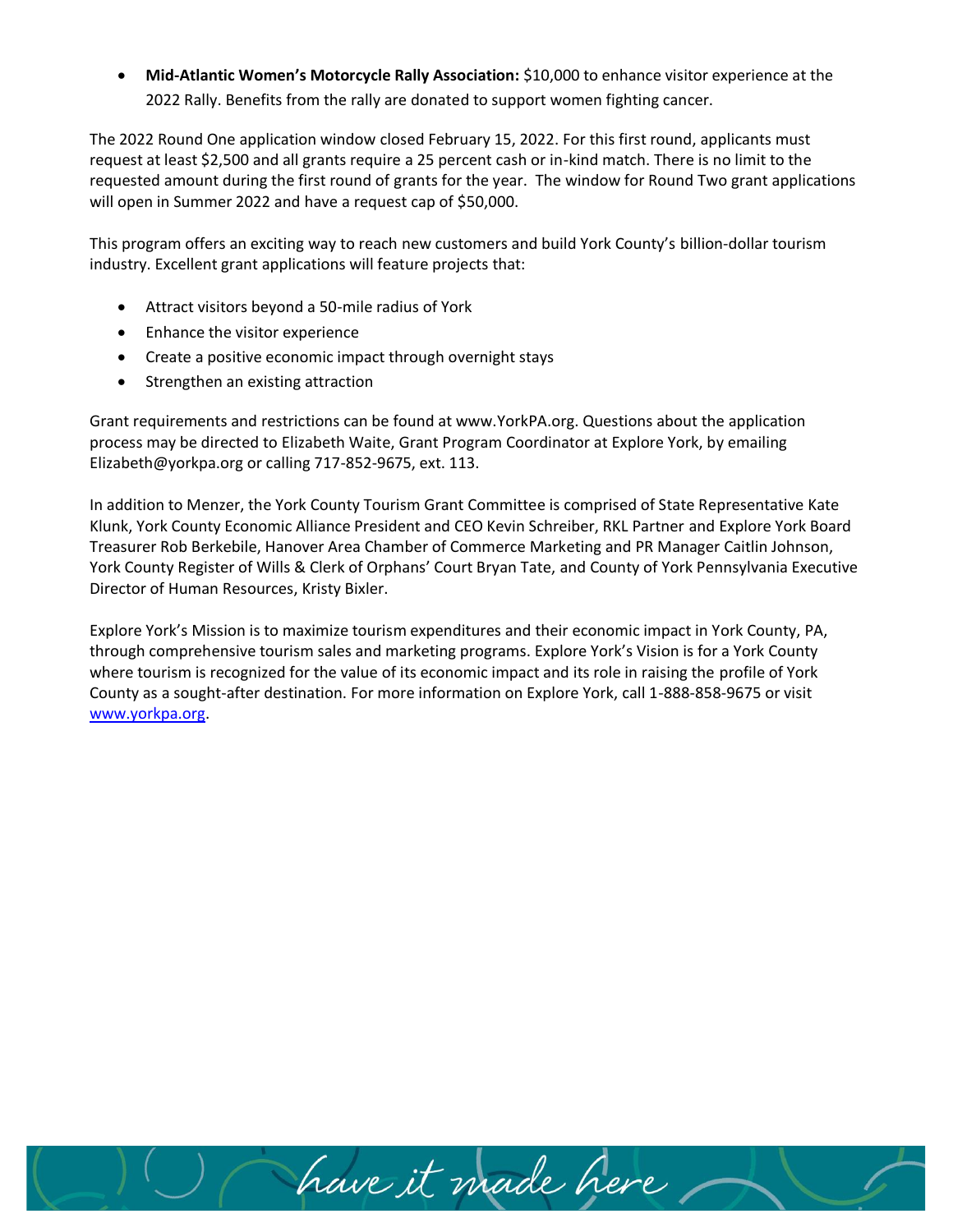- **Mid-Atlantic Women's Motorcycle Rally Association:** $10,000 to enhance visitor experience at the 2022 Rally. Benefits from the rally are donated to support women fighting cancer.

The 2022 Round One application window closed February 15, 2022. For this first round, applicants must request at least $2,500 and all grants require a 25 percent cash or in-kind match. There is no limit to the requested amount during the first round of grants for the year. The window for Round Two grant applications will open in Summer 2022 and have a request cap of $50,000.

This program offers an exciting way to reach new customers and build York County's billion-dollar tourism industry. Excellent grant applications will feature projects that:

- Attract visitors beyond a 50-mile radius of York
- Enhance the visitor experience
- Create a positive economic impact through overnight stays
- Strengthen an existing attraction

Grant requirements and restrictions can be found at www.YorkPA.org. Questions about the application process may be directed to Elizabeth Waite, Grant Program Coordinator at Explore York, by emailing Elizabeth@yorkpa.org or calling 717-852-9675, ext. 113.

In addition to Menzer, the York County Tourism Grant Committee is comprised of State Representative Kate Klunk, York County Economic Alliance President and CEO Kevin Schreiber, RKL Partner and Explore York Board Treasurer Rob Berkebile, Hanover Area Chamber of Commerce Marketing and PR Manager Caitlin Johnson, York County Register of Wills & Clerk of Orphans' Court Bryan Tate, and County of York Pennsylvania Executive Director of Human Resources, Kristy Bixler.

Explore York's Mission is to maximize tourism expenditures and their economic impact in York County, PA, through comprehensive tourism sales and marketing programs. Explore York's Vision is for a York County where tourism is recognized for the value of its economic impact and its role in raising the profile of York County as a sought-after destination. For more information on Explore York, call 1-888-858-9675 or visit www.yorkpa.org.

have it made here